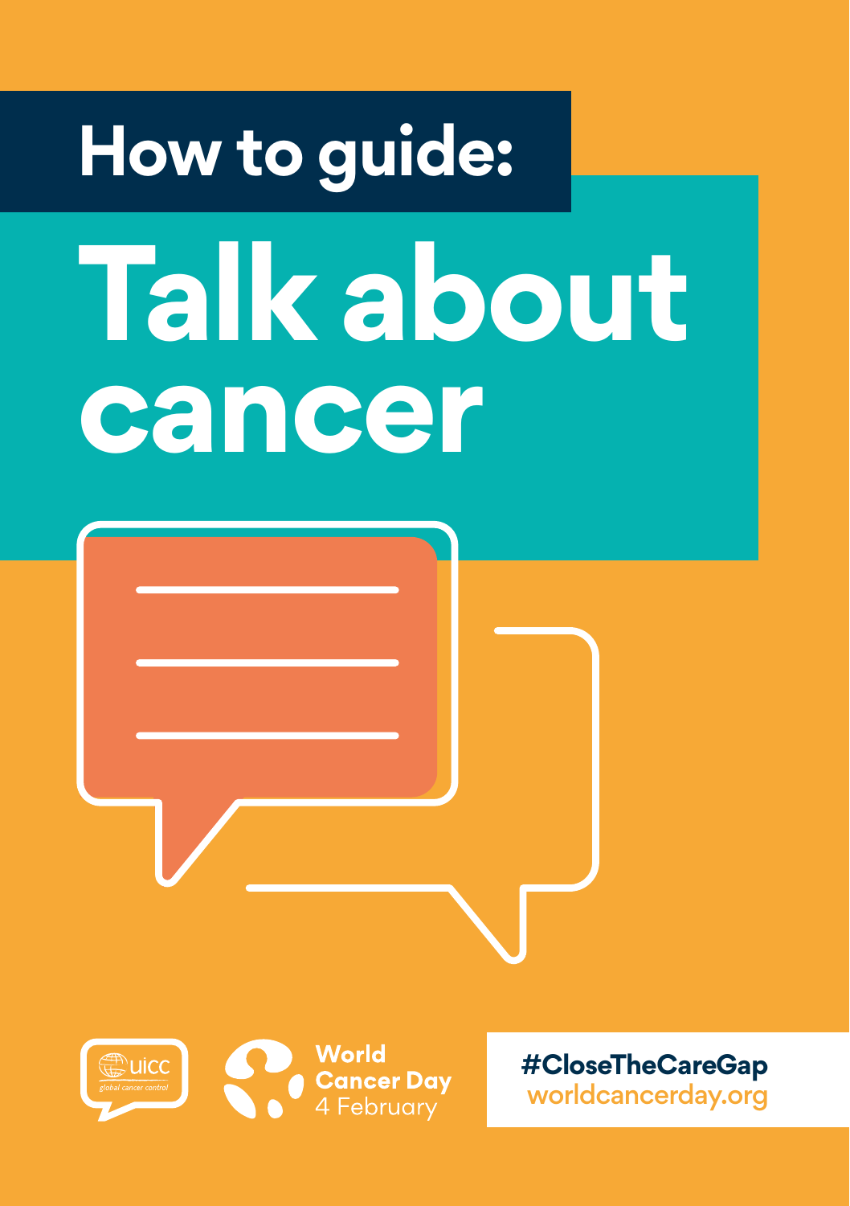# How to guide:

# Talk about cancer

uicc global cancer control

World Cancer Day 4 February

#CloseTheCareGap
worldcancerday.org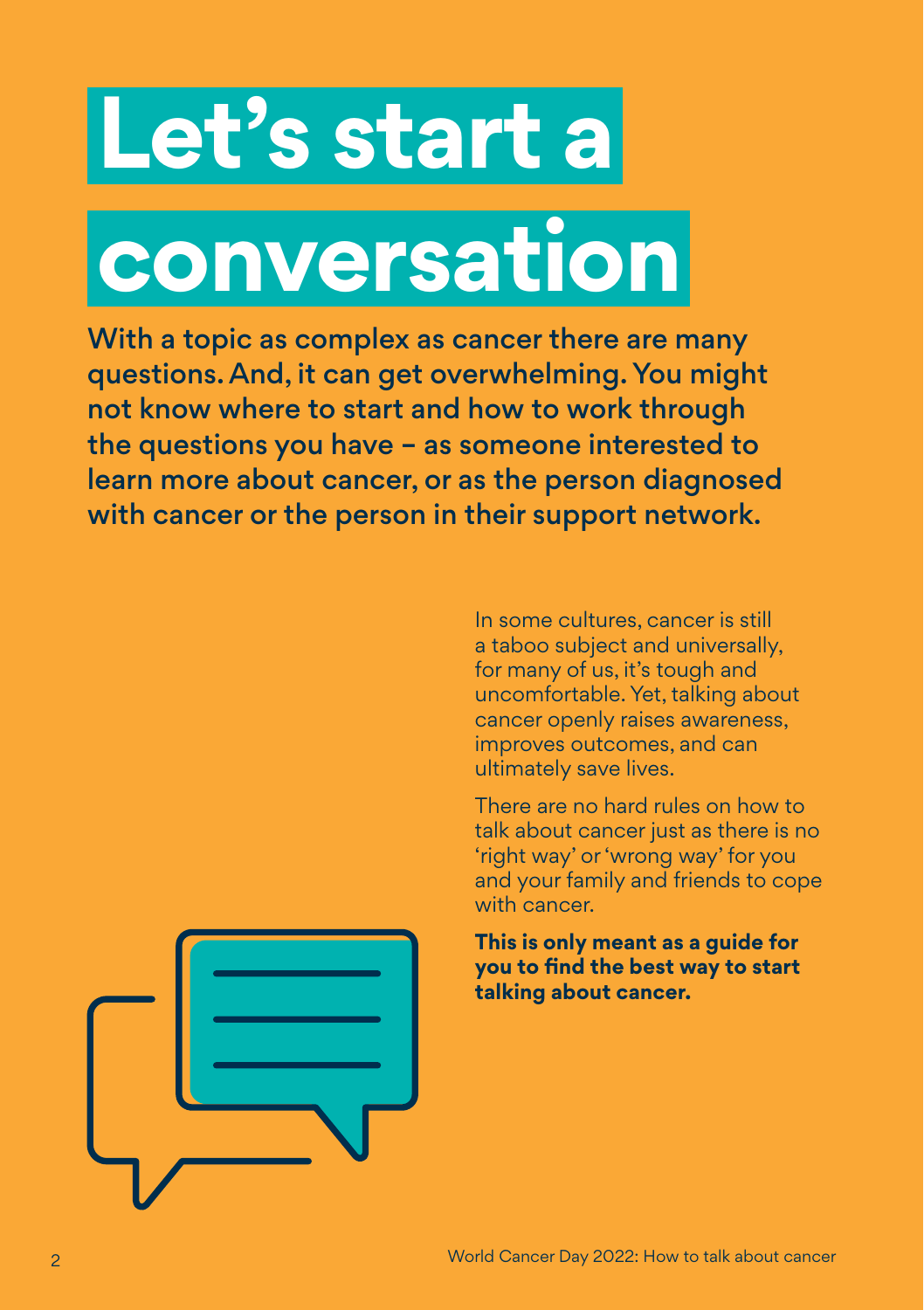# Let's start a conversation

**With a topic as complex as cancer there are many questions. And, it can get overwhelming. You might not know where to start and how to work through the questions you have – as someone interested to learn more about cancer, or as the person diagnosed with cancer or the person in their support network.**

In some cultures, cancer is still a taboo subject and universally, for many of us, it's tough and uncomfortable. Yet, talking about cancer openly raises awareness, improves outcomes, and can ultimately save lives.

There are no hard rules on how to talk about cancer just as there is no 'right way' or 'wrong way' for you and your family and friends to cope with cancer.

**This is only meant as a guide for you to find the best way to start talking about cancer.**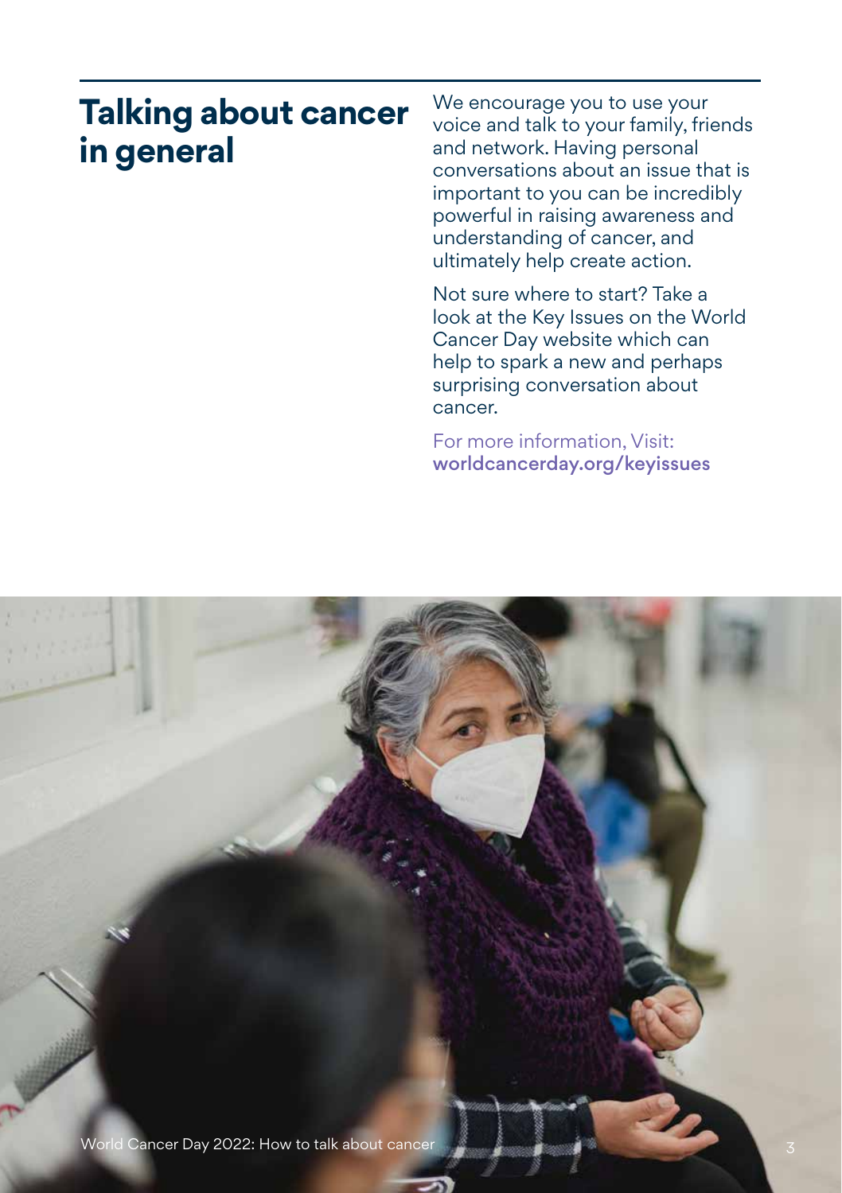# Talking about cancer in general

We encourage you to use your voice and talk to your family, friends and network. Having personal conversations about an issue that is important to you can be incredibly powerful in raising awareness and understanding of cancer, and ultimately help create action.

Not sure where to start? Take a look at the Key Issues on the World Cancer Day website which can help to spark a new and perhaps surprising conversation about cancer.

For more information, Visit: **worldcancerday.org/keyissues**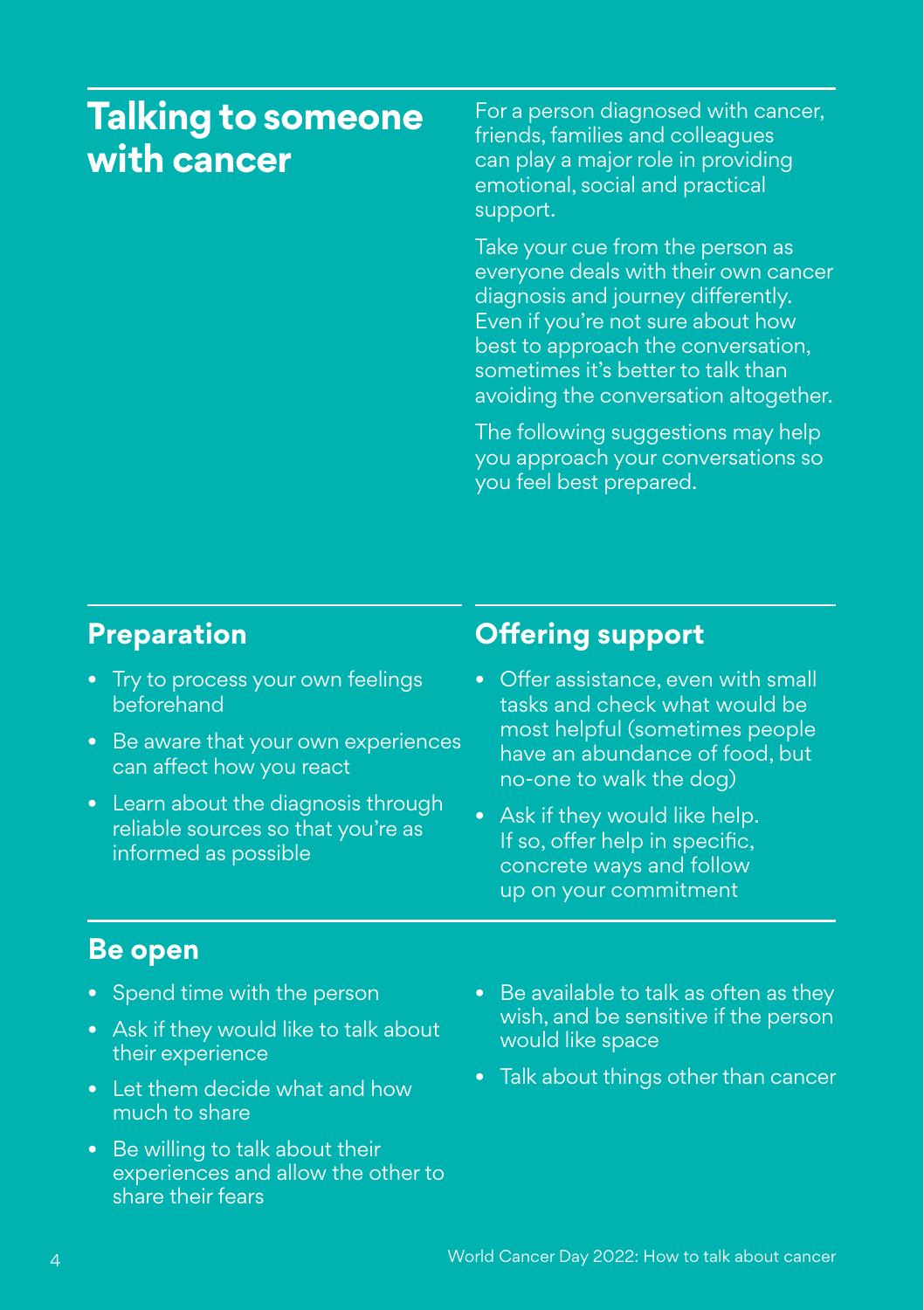# Talking to someone with cancer

For a person diagnosed with cancer, friends, families and colleagues can play a major role in providing emotional, social and practical support.

Take your cue from the person as everyone deals with their own cancer diagnosis and journey differently. Even if you're not sure about how best to approach the conversation, sometimes it's better to talk than avoiding the conversation altogether.

The following suggestions may help you approach your conversations so you feel best prepared.

## Preparation

- Try to process your own feelings beforehand
- Be aware that your own experiences can affect how you react
- Learn about the diagnosis through reliable sources so that you're as informed as possible

## Offering support

- Offer assistance, even with small tasks and check what would be most helpful (sometimes people have an abundance of food, but no-one to walk the dog)
- Ask if they would like help. If so, offer help in specific, concrete ways and follow up on your commitment

## Be open

- Spend time with the person
- Ask if they would like to talk about their experience
- Let them decide what and how much to share
- Be willing to talk about their experiences and allow the other to share their fears
- Be available to talk as often as they wish, and be sensitive if the person would like space
- Talk about things other than cancer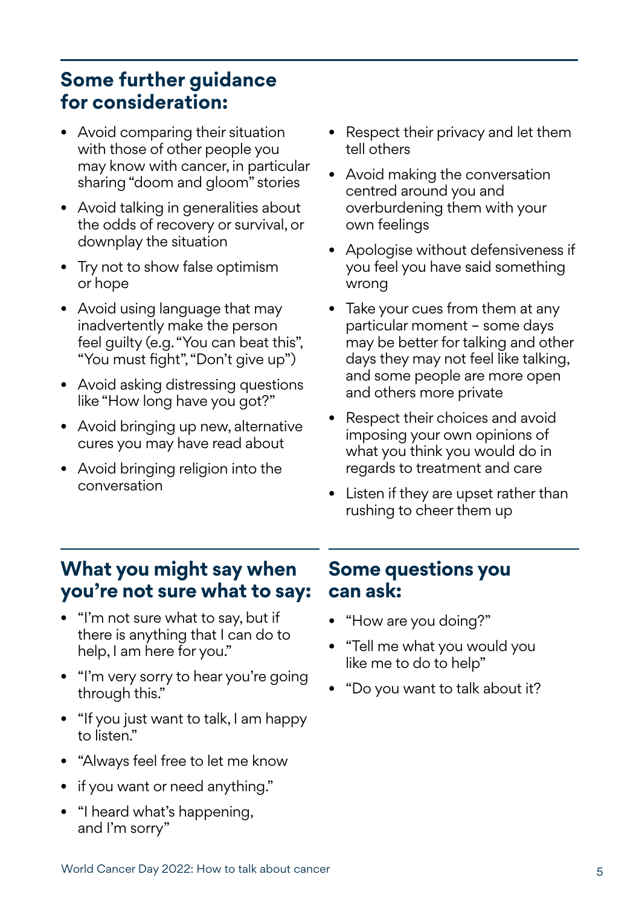## Some further guidance for consideration:

- Avoid comparing their situation with those of other people you may know with cancer, in particular sharing "doom and gloom" stories
- Avoid talking in generalities about the odds of recovery or survival, or downplay the situation
- Try not to show false optimism or hope
- Avoid using language that may inadvertently make the person feel guilty (e.g. "You can beat this", "You must fight", "Don't give up")
- Avoid asking distressing questions like "How long have you got?"
- Avoid bringing up new, alternative cures you may have read about
- Avoid bringing religion into the conversation
- Respect their privacy and let them tell others
- Avoid making the conversation centred around you and overburdening them with your own feelings
- Apologise without defensiveness if you feel you have said something wrong
- Take your cues from them at any particular moment – some days may be better for talking and other days they may not feel like talking, and some people are more open and others more private
- Respect their choices and avoid imposing your own opinions of what you think you would do in regards to treatment and care
- Listen if they are upset rather than rushing to cheer them up

## What you might say when you're not sure what to say:

- "I'm not sure what to say, but if there is anything that I can do to help, I am here for you."
- "I'm very sorry to hear you're going through this."
- "If you just want to talk, I am happy to listen."
- "Always feel free to let me know
- if you want or need anything."
- "I heard what's happening, and I'm sorry"

## Some questions you can ask:

- "How are you doing?"
- "Tell me what you would you like me to do to help"
- "Do you want to talk about it?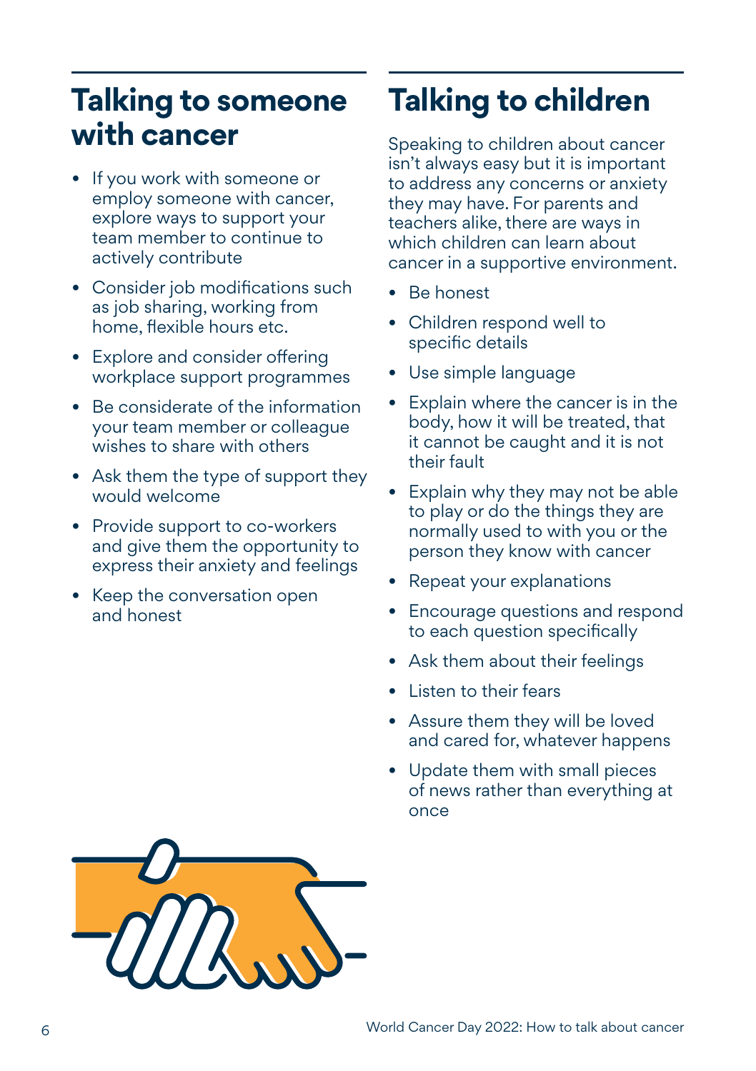## Talking to someone with cancer

- If you work with someone or employ someone with cancer, explore ways to support your team member to continue to actively contribute
- Consider job modifications such as job sharing, working from home, flexible hours etc.
- Explore and consider offering workplace support programmes
- Be considerate of the information your team member or colleague wishes to share with others
- Ask them the type of support they would welcome
- Provide support to co-workers and give them the opportunity to express their anxiety and feelings
- Keep the conversation open and honest

## Talking to children

Speaking to children about cancer isn't always easy but it is important to address any concerns or anxiety they may have. For parents and teachers alike, there are ways in which children can learn about cancer in a supportive environment.

- Be honest
- Children respond well to specific details
- Use simple language
- Explain where the cancer is in the body, how it will be treated, that it cannot be caught and it is not their fault
- Explain why they may not be able to play or do the things they are normally used to with you or the person they know with cancer
- Repeat your explanations
- Encourage questions and respond to each question specifically
- Ask them about their feelings
- Listen to their fears
- Assure them they will be loved and cared for, whatever happens
- Update them with small pieces of news rather than everything at once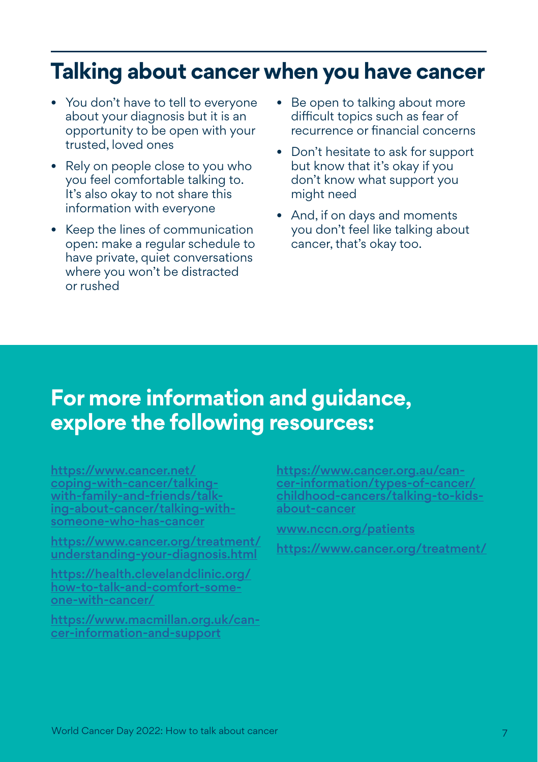## Talking about cancer when you have cancer

- You don't have to tell to everyone about your diagnosis but it is an opportunity to be open with your trusted, loved ones
- Rely on people close to you who you feel comfortable talking to. It's also okay to not share this information with everyone
- Keep the lines of communication open: make a regular schedule to have private, quiet conversations where you won't be distracted or rushed
- Be open to talking about more difficult topics such as fear of recurrence or financial concerns
- Don't hesitate to ask for support but know that it's okay if you don't know what support you might need
- And, if on days and moments you don't feel like talking about cancer, that's okay too.

## For more information and guidance, explore the following resources:

https://www.cancer.net/coping-with-cancer/talking-with-family-and-friends/talking-about-cancer/talking-with-someone-who-has-cancer

https://www.cancer.org/treatment/understanding-your-diagnosis.html

https://health.clevelandclinic.org/how-to-talk-and-comfort-someone-with-cancer/

https://www.macmillan.org.uk/cancer-information-and-support

https://www.cancer.org.au/cancer-information/types-of-cancer/childhood-cancers/talking-to-kids-about-cancer

www.nccn.org/patients

https://www.cancer.org/treatment/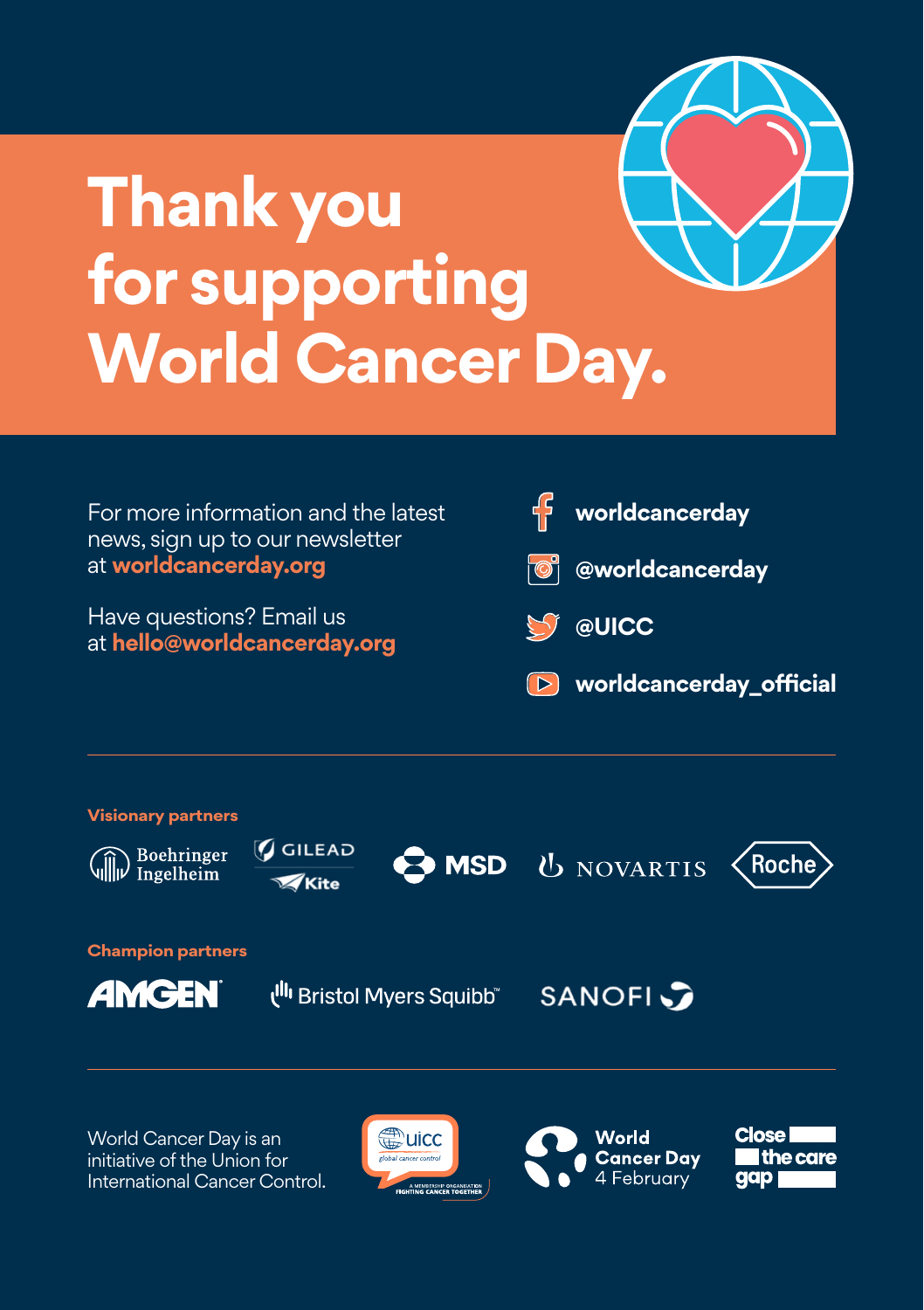# Thank you for supporting World Cancer Day.

For more information and the latest news, sign up to our newsletter at **worldcancerday.org**

Have questions? Email us at **hello@worldcancerday.org**

**worldcancerday**

**@worldcancerday**

**@UICC**

**worldcancerday_official**

**Visionary partners**

Boehringer Ingelheim

GILEAD Kite

MSD

NOVARTIS

Roche

**Champion partners**

AMGEN

Bristol Myers Squibb™

SANOFI

World Cancer Day is an initiative of the Union for International Cancer Control.

UICC global cancer control — A MEMBERSHIP ORGANISATION FIGHTING CANCER TOGETHER

World Cancer Day 4 February

Close the care gap